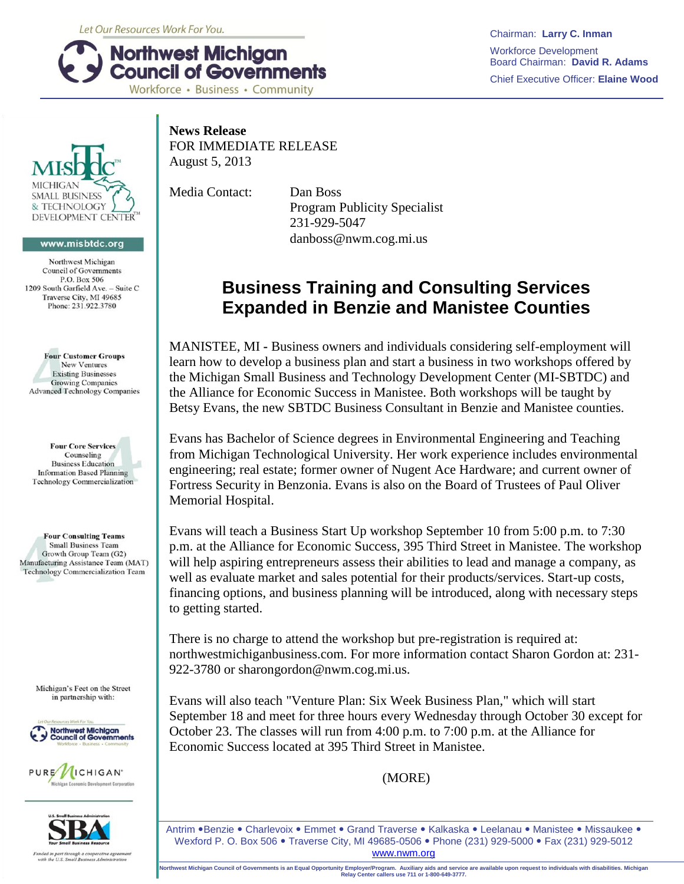Let Our Resources Work For You.

**Northwest Michigan Council of Governments**
Workforce • Business • Community

Chairman: **Larry C. Inman**
Workforce Development Board Chairman: **David R. Adams**
Chief Executive Officer: **Elaine Wood**

MI-SBTDC
MICHIGAN SMALL BUSINESS & TECHNOLOGY DEVELOPMENT CENTER

www.misbtdc.org

Northwest Michigan Council of Governments
P.O. Box 506
1209 South Garfield Ave. – Suite C
Traverse City, MI 49685
Phone: 231.922.3780

**Four Customer Groups**
New Ventures
Existing Businesses
Growing Companies
Advanced Technology Companies

**Four Core Services**
Counseling
Business Education
Information Based Planning
Technology Commercialization

**Four Consulting Teams**
Small Business Team
Growth Group Team (G2)
Manufacturing Assistance Team (MAT)
Technology Commercialization Team

Michigan's Feet on the Street in partnership with:

Northwest Michigan Council of Governments

PURE MICHIGAN Michigan Economic Development Corporation

U.S. Small Business Administration SBA Your Small Business Resource

*Funded in part through a cooperative agreement with the U.S. Small Business Administration*

**News Release**
FOR IMMEDIATE RELEASE
August 5, 2013

Media Contact: Dan Boss
Program Publicity Specialist
231-929-5047
danboss@nwm.cog.mi.us

# Business Training and Consulting Services Expanded in Benzie and Manistee Counties

MANISTEE, MI - Business owners and individuals considering self-employment will learn how to develop a business plan and start a business in two workshops offered by the Michigan Small Business and Technology Development Center (MI-SBTDC) and the Alliance for Economic Success in Manistee. Both workshops will be taught by Betsy Evans, the new SBTDC Business Consultant in Benzie and Manistee counties.

Evans has Bachelor of Science degrees in Environmental Engineering and Teaching from Michigan Technological University. Her work experience includes environmental engineering; real estate; former owner of Nugent Ace Hardware; and current owner of Fortress Security in Benzonia. Evans is also on the Board of Trustees of Paul Oliver Memorial Hospital.

Evans will teach a Business Start Up workshop September 10 from 5:00 p.m. to 7:30 p.m. at the Alliance for Economic Success, 395 Third Street in Manistee. The workshop will help aspiring entrepreneurs assess their abilities to lead and manage a company, as well as evaluate market and sales potential for their products/services. Start-up costs, financing options, and business planning will be introduced, along with necessary steps to getting started.

There is no charge to attend the workshop but pre-registration is required at: northwestmichiganbusiness.com. For more information contact Sharon Gordon at: 231-922-3780 or sharongordon@nwm.cog.mi.us.

Evans will also teach "Venture Plan: Six Week Business Plan," which will start September 18 and meet for three hours every Wednesday through October 30 except for October 23. The classes will run from 4:00 p.m. to 7:00 p.m. at the Alliance for Economic Success located at 395 Third Street in Manistee.

(MORE)

Antrim • Benzie • Charlevoix • Emmet • Grand Traverse • Kalkaska • Leelanau • Manistee • Missaukee • Wexford P. O. Box 506 • Traverse City, MI 49685-0506 • Phone (231) 929-5000 • Fax (231) 929-5012
www.nwm.org

Northwest Michigan Council of Governments is an Equal Opportunity Employer/Program. Auxiliary aids and service are available upon request to individuals with disabilities. Michigan Relay Center callers use 711 or 1-800-649-3777.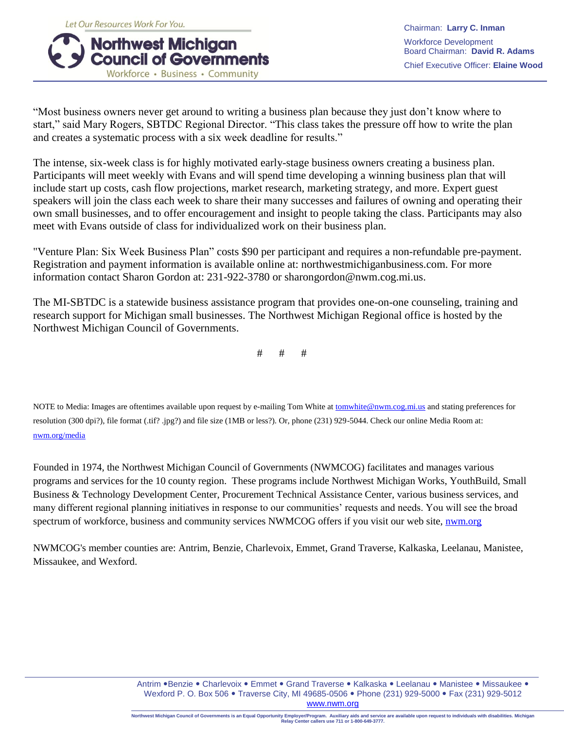"Most business owners never get around to writing a business plan because they just don't know where to start," said Mary Rogers, SBTDC Regional Director. "This class takes the pressure off how to write the plan and creates a systematic process with a six week deadline for results."

The intense, six-week class is for highly motivated early-stage business owners creating a business plan. Participants will meet weekly with Evans and will spend time developing a winning business plan that will include start up costs, cash flow projections, market research, marketing strategy, and more. Expert guest speakers will join the class each week to share their many successes and failures of owning and operating their own small businesses, and to offer encouragement and insight to people taking the class. Participants may also meet with Evans outside of class for individualized work on their business plan.

"Venture Plan: Six Week Business Plan" costs $90 per participant and requires a non-refundable pre-payment. Registration and payment information is available online at: northwestmichiganbusiness.com. For more information contact Sharon Gordon at: 231-922-3780 or sharongordon@nwm.cog.mi.us.

The MI-SBTDC is a statewide business assistance program that provides one-on-one counseling, training and research support for Michigan small businesses. The Northwest Michigan Regional office is hosted by the Northwest Michigan Council of Governments.

# # #

NOTE to Media: Images are oftentimes available upon request by e-mailing Tom White at tomwhite@nwm.cog.mi.us and stating preferences for resolution (300 dpi?), file format (.tif? .jpg?) and file size (1MB or less?). Or, phone (231) 929-5044. Check our online Media Room at: nwm.org/media

Founded in 1974, the Northwest Michigan Council of Governments (NWMCOG) facilitates and manages various programs and services for the 10 county region. These programs include Northwest Michigan Works, YouthBuild, Small Business & Technology Development Center, Procurement Technical Assistance Center, various business services, and many different regional planning initiatives in response to our communities' requests and needs. You will see the broad spectrum of workforce, business and community services NWMCOG offers if you visit our web site, nwm.org

NWMCOG's member counties are: Antrim, Benzie, Charlevoix, Emmet, Grand Traverse, Kalkaska, Leelanau, Manistee, Missaukee, and Wexford.